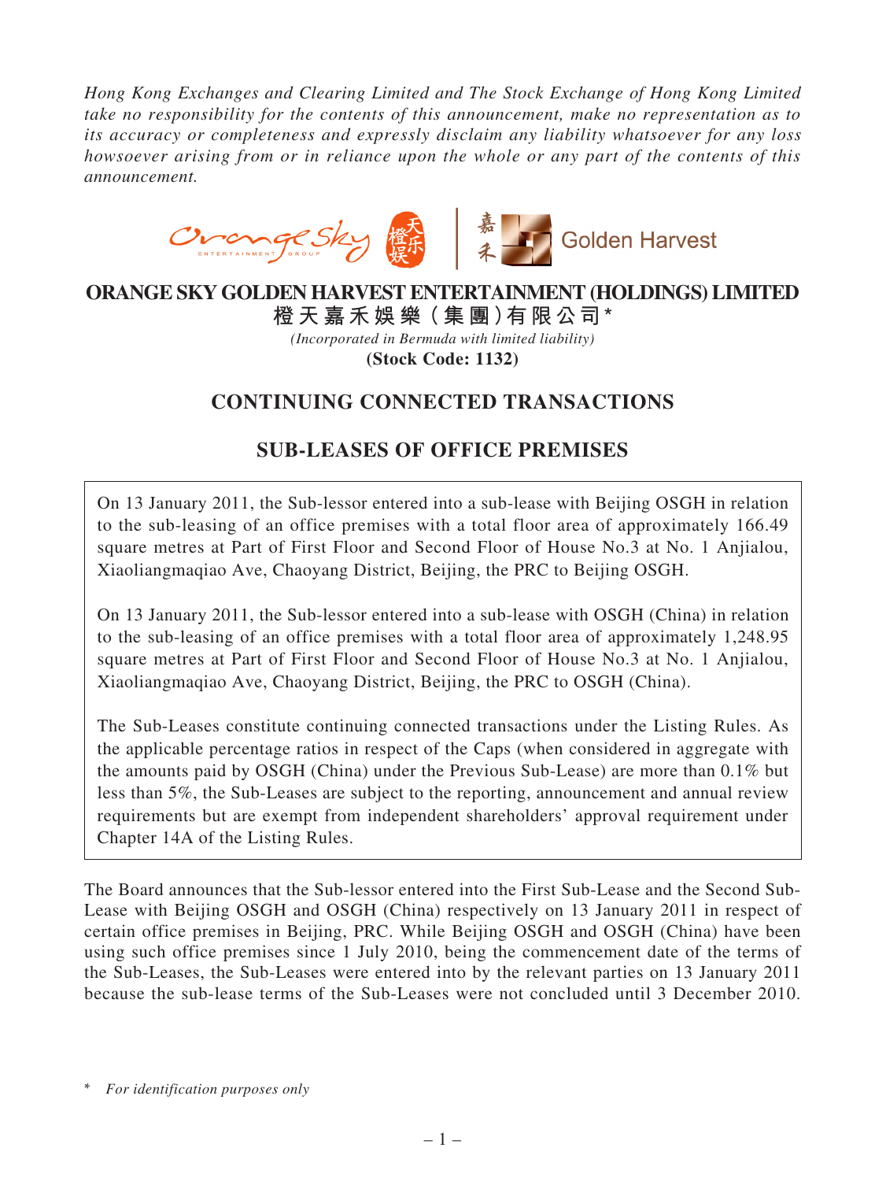*Hong Kong Exchanges and Clearing Limited and The Stock Exchange of Hong Kong Limited take no responsibility for the contents of this announcement, make no representation as to its accuracy or completeness and expressly disclaim any liability whatsoever for any loss howsoever arising from or in reliance upon the whole or any part of the contents of this announcement.*

# ORANGE SKY GOLDEN HARVEST ENTERTAINMENT (HOLDINGS) LIMITED

**橙天嘉禾娛樂(集團)有限公司***

*(Incorporated in Bermuda with limited liability)*

**(Stock Code: 1132)**

## CONTINUING CONNECTED TRANSACTIONS

## SUB-LEASES OF OFFICE PREMISES

On 13 January 2011, the Sub-lessor entered into a sub-lease with Beijing OSGH in relation to the sub-leasing of an office premises with a total floor area of approximately 166.49 square metres at Part of First Floor and Second Floor of House No.3 at No. 1 Anjialou, Xiaoliangmaqiao Ave, Chaoyang District, Beijing, the PRC to Beijing OSGH.

On 13 January 2011, the Sub-lessor entered into a sub-lease with OSGH (China) in relation to the sub-leasing of an office premises with a total floor area of approximately 1,248.95 square metres at Part of First Floor and Second Floor of House No.3 at No. 1 Anjialou, Xiaoliangmaqiao Ave, Chaoyang District, Beijing, the PRC to OSGH (China).

The Sub-Leases constitute continuing connected transactions under the Listing Rules. As the applicable percentage ratios in respect of the Caps (when considered in aggregate with the amounts paid by OSGH (China) under the Previous Sub-Lease) are more than 0.1% but less than 5%, the Sub-Leases are subject to the reporting, announcement and annual review requirements but are exempt from independent shareholders' approval requirement under Chapter 14A of the Listing Rules.

The Board announces that the Sub-lessor entered into the First Sub-Lease and the Second Sub-Lease with Beijing OSGH and OSGH (China) respectively on 13 January 2011 in respect of certain office premises in Beijing, PRC. While Beijing OSGH and OSGH (China) have been using such office premises since 1 July 2010, being the commencement date of the terms of the Sub-Leases, the Sub-Leases were entered into by the relevant parties on 13 January 2011 because the sub-lease terms of the Sub-Leases were not concluded until 3 December 2010.

\* *For identification purposes only*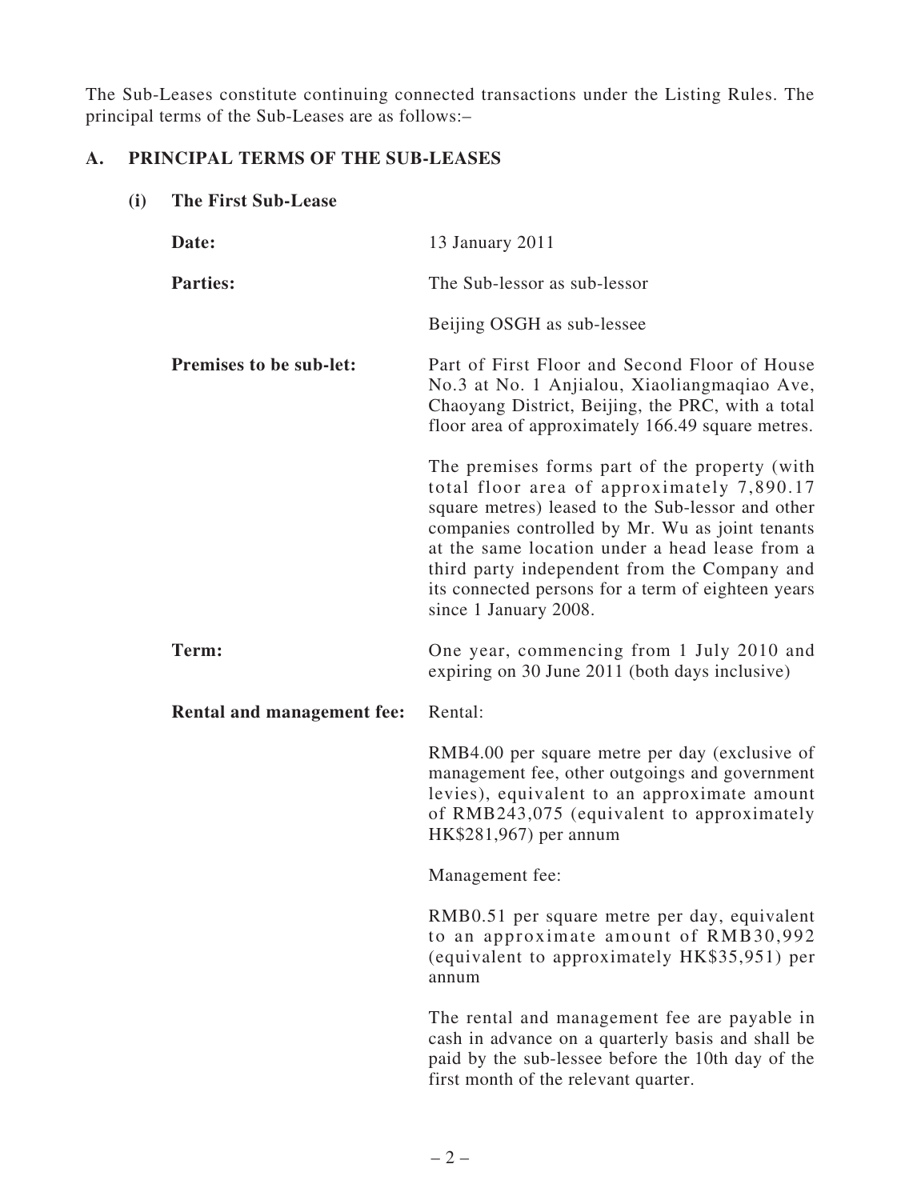The Sub-Leases constitute continuing connected transactions under the Listing Rules. The principal terms of the Sub-Leases are as follows:–

## A. PRINCIPAL TERMS OF THE SUB-LEASES

### (i) The First Sub-Lease

**Date:** 13 January 2011

**Parties:** The Sub-lessor as sub-lessor

Beijing OSGH as sub-lessee

**Premises to be sub-let:** Part of First Floor and Second Floor of House No.3 at No. 1 Anjialou, Xiaoliangmaqiao Ave, Chaoyang District, Beijing, the PRC, with a total floor area of approximately 166.49 square metres.

The premises forms part of the property (with total floor area of approximately 7,890.17 square metres) leased to the Sub-lessor and other companies controlled by Mr. Wu as joint tenants at the same location under a head lease from a third party independent from the Company and its connected persons for a term of eighteen years since 1 January 2008.

**Term:** One year, commencing from 1 July 2010 and expiring on 30 June 2011 (both days inclusive)

**Rental and management fee:** Rental:

RMB4.00 per square metre per day (exclusive of management fee, other outgoings and government levies), equivalent to an approximate amount of RMB243,075 (equivalent to approximately HK$281,967) per annum

Management fee:

RMB0.51 per square metre per day, equivalent to an approximate amount of RMB30,992 (equivalent to approximately HK$35,951) per annum

The rental and management fee are payable in cash in advance on a quarterly basis and shall be paid by the sub-lessee before the 10th day of the first month of the relevant quarter.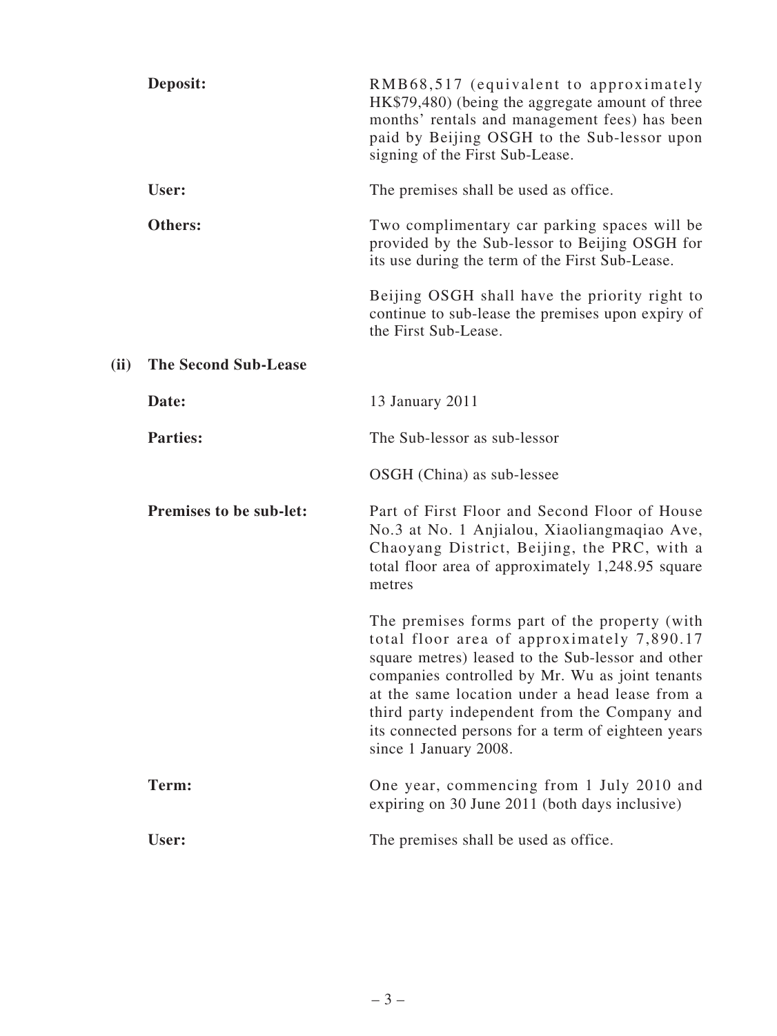| | |
|---|---|
| **Deposit:** | RMB68,517 (equivalent to approximately HK$79,480) (being the aggregate amount of three months' rentals and management fees) has been paid by Beijing OSGH to the Sub-lessor upon signing of the First Sub-Lease. |
| **User:** | The premises shall be used as office. |
| **Others:** | Two complimentary car parking spaces will be provided by the Sub-lessor to Beijing OSGH for its use during the term of the First Sub-Lease.<br><br>Beijing OSGH shall have the priority right to continue to sub-lease the premises upon expiry of the First Sub-Lease. |

**(ii) The Second Sub-Lease**

| | |
|---|---|
| **Date:** | 13 January 2011 |
| **Parties:** | The Sub-lessor as sub-lessor<br><br>OSGH (China) as sub-lessee |
| **Premises to be sub-let:** | Part of First Floor and Second Floor of House No.3 at No. 1 Anjialou, Xiaoliangmaqiao Ave, Chaoyang District, Beijing, the PRC, with a total floor area of approximately 1,248.95 square metres<br><br>The premises forms part of the property (with total floor area of approximately 7,890.17 square metres) leased to the Sub-lessor and other companies controlled by Mr. Wu as joint tenants at the same location under a head lease from a third party independent from the Company and its connected persons for a term of eighteen years since 1 January 2008. |
| **Term:** | One year, commencing from 1 July 2010 and expiring on 30 June 2011 (both days inclusive) |
| **User:** | The premises shall be used as office. |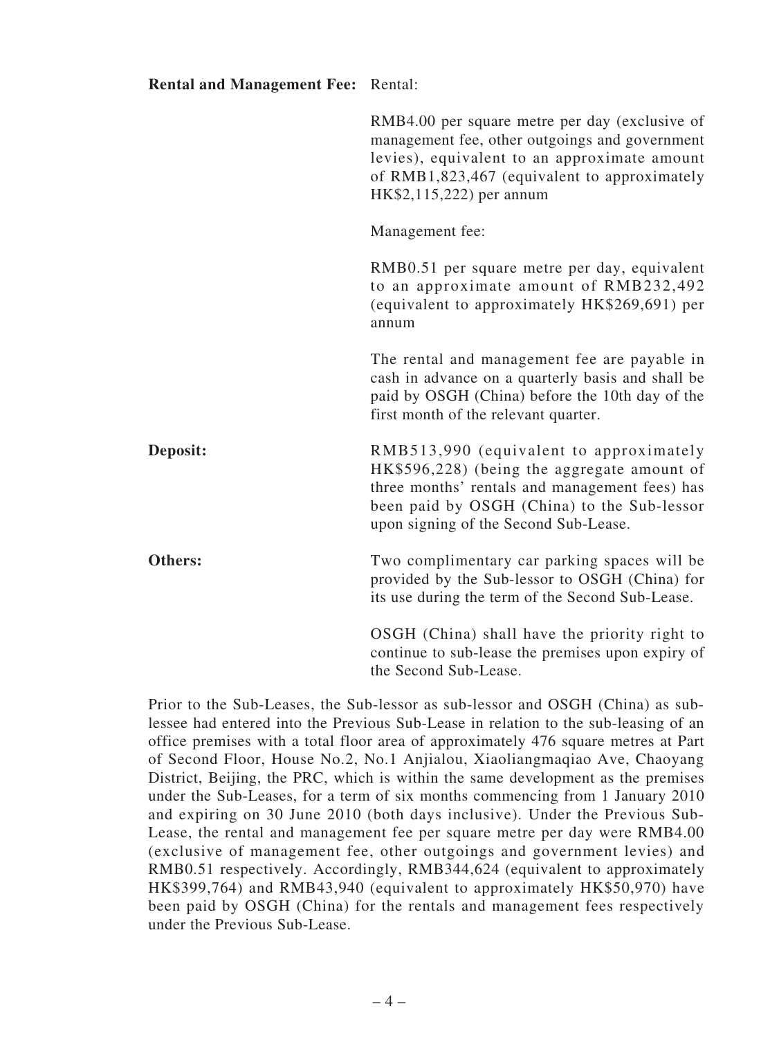**Rental and Management Fee:** Rental:

RMB4.00 per square metre per day (exclusive of management fee, other outgoings and government levies), equivalent to an approximate amount of RMB1,823,467 (equivalent to approximately HK$2,115,222) per annum

Management fee:

RMB0.51 per square metre per day, equivalent to an approximate amount of RMB232,492 (equivalent to approximately HK$269,691) per annum

The rental and management fee are payable in cash in advance on a quarterly basis and shall be paid by OSGH (China) before the 10th day of the first month of the relevant quarter.

**Deposit:** RMB513,990 (equivalent to approximately HK$596,228) (being the aggregate amount of three months' rentals and management fees) has been paid by OSGH (China) to the Sub-lessor upon signing of the Second Sub-Lease.

**Others:** Two complimentary car parking spaces will be provided by the Sub-lessor to OSGH (China) for its use during the term of the Second Sub-Lease.

OSGH (China) shall have the priority right to continue to sub-lease the premises upon expiry of the Second Sub-Lease.

Prior to the Sub-Leases, the Sub-lessor as sub-lessor and OSGH (China) as sub-lessee had entered into the Previous Sub-Lease in relation to the sub-leasing of an office premises with a total floor area of approximately 476 square metres at Part of Second Floor, House No.2, No.1 Anjialou, Xiaoliangmaqiao Ave, Chaoyang District, Beijing, the PRC, which is within the same development as the premises under the Sub-Leases, for a term of six months commencing from 1 January 2010 and expiring on 30 June 2010 (both days inclusive). Under the Previous Sub-Lease, the rental and management fee per square metre per day were RMB4.00 (exclusive of management fee, other outgoings and government levies) and RMB0.51 respectively. Accordingly, RMB344,624 (equivalent to approximately HK$399,764) and RMB43,940 (equivalent to approximately HK$50,970) have been paid by OSGH (China) for the rentals and management fees respectively under the Previous Sub-Lease.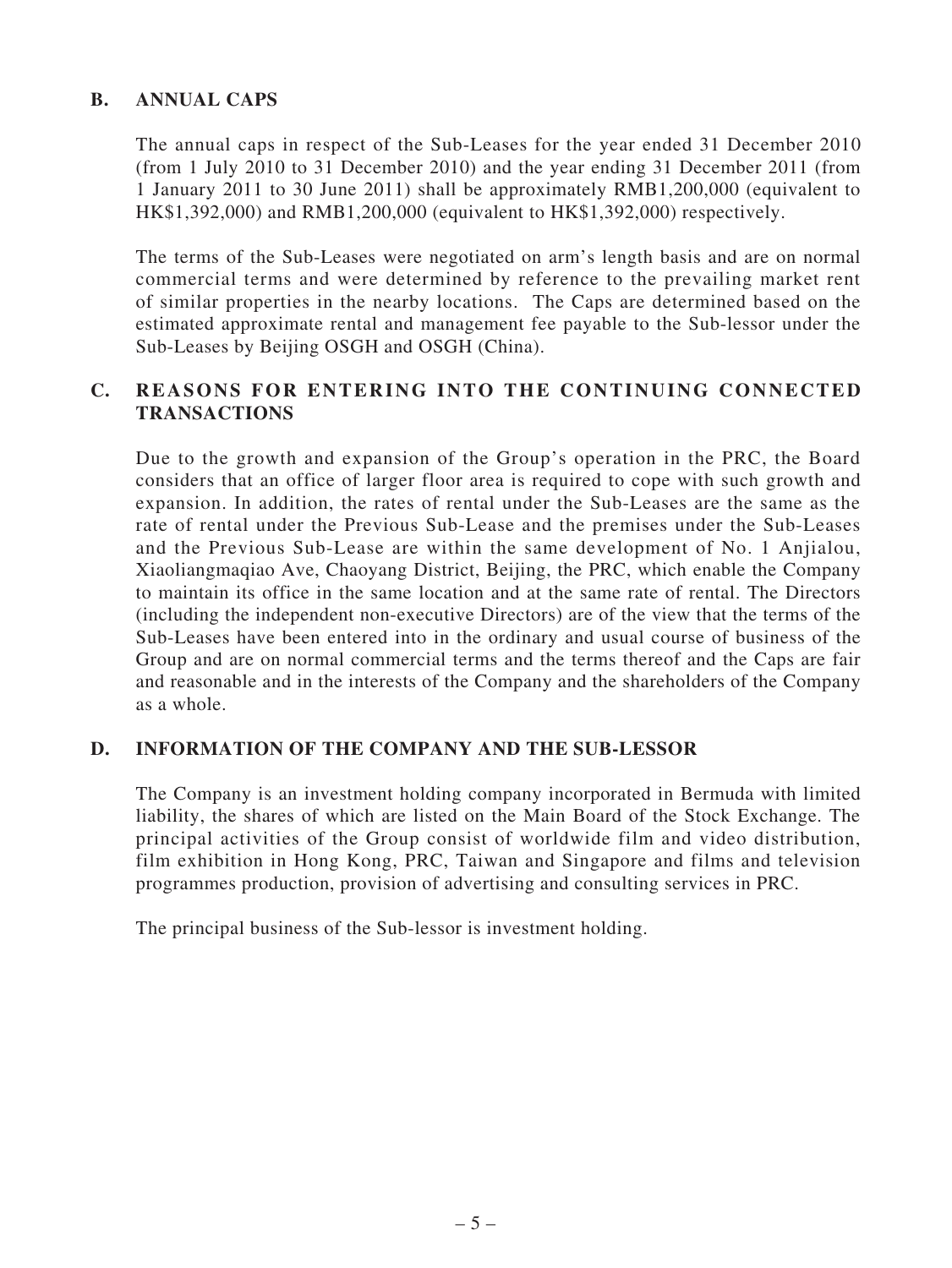## B. ANNUAL CAPS

The annual caps in respect of the Sub-Leases for the year ended 31 December 2010 (from 1 July 2010 to 31 December 2010) and the year ending 31 December 2011 (from 1 January 2011 to 30 June 2011) shall be approximately RMB1,200,000 (equivalent to HK$1,392,000) and RMB1,200,000 (equivalent to HK$1,392,000) respectively.

The terms of the Sub-Leases were negotiated on arm's length basis and are on normal commercial terms and were determined by reference to the prevailing market rent of similar properties in the nearby locations. The Caps are determined based on the estimated approximate rental and management fee payable to the Sub-lessor under the Sub-Leases by Beijing OSGH and OSGH (China).

## C. REASONS FOR ENTERING INTO THE CONTINUING CONNECTED TRANSACTIONS

Due to the growth and expansion of the Group's operation in the PRC, the Board considers that an office of larger floor area is required to cope with such growth and expansion. In addition, the rates of rental under the Sub-Leases are the same as the rate of rental under the Previous Sub-Lease and the premises under the Sub-Leases and the Previous Sub-Lease are within the same development of No. 1 Anjialou, Xiaoliangmaqiao Ave, Chaoyang District, Beijing, the PRC, which enable the Company to maintain its office in the same location and at the same rate of rental. The Directors (including the independent non-executive Directors) are of the view that the terms of the Sub-Leases have been entered into in the ordinary and usual course of business of the Group and are on normal commercial terms and the terms thereof and the Caps are fair and reasonable and in the interests of the Company and the shareholders of the Company as a whole.

## D. INFORMATION OF THE COMPANY AND THE SUB-LESSOR

The Company is an investment holding company incorporated in Bermuda with limited liability, the shares of which are listed on the Main Board of the Stock Exchange. The principal activities of the Group consist of worldwide film and video distribution, film exhibition in Hong Kong, PRC, Taiwan and Singapore and films and television programmes production, provision of advertising and consulting services in PRC.

The principal business of the Sub-lessor is investment holding.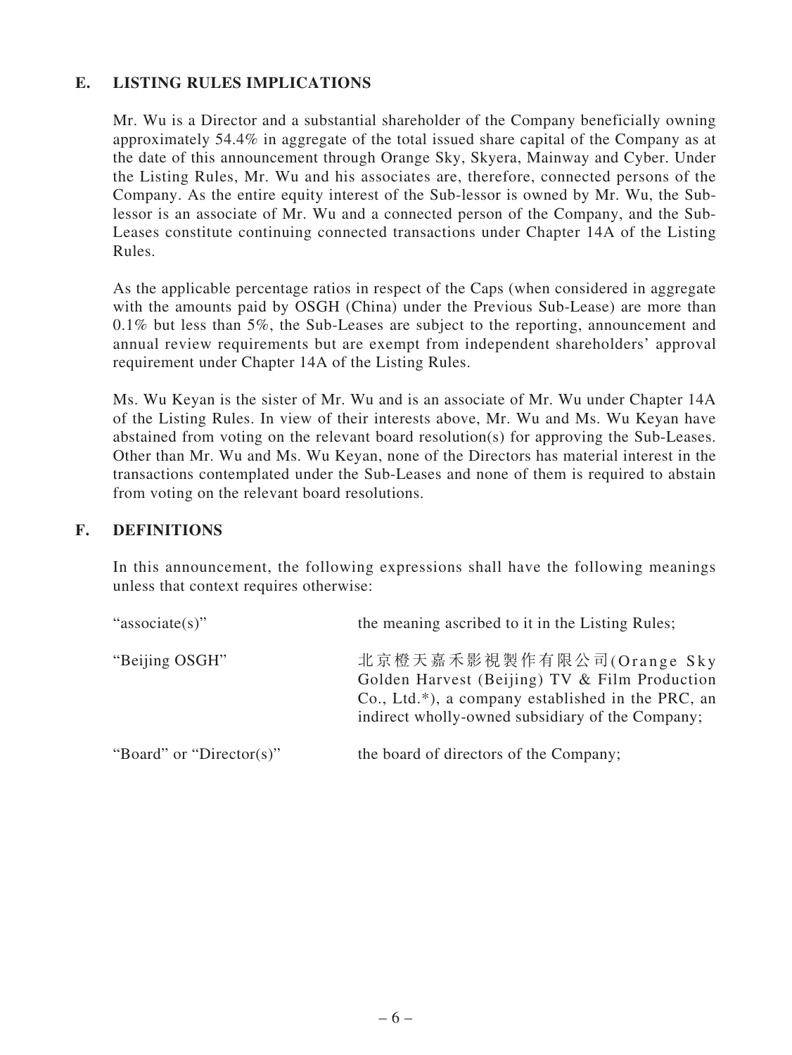## E. LISTING RULES IMPLICATIONS

Mr. Wu is a Director and a substantial shareholder of the Company beneficially owning approximately 54.4% in aggregate of the total issued share capital of the Company as at the date of this announcement through Orange Sky, Skyera, Mainway and Cyber. Under the Listing Rules, Mr. Wu and his associates are, therefore, connected persons of the Company. As the entire equity interest of the Sub-lessor is owned by Mr. Wu, the Sub-lessor is an associate of Mr. Wu and a connected person of the Company, and the Sub-Leases constitute continuing connected transactions under Chapter 14A of the Listing Rules.

As the applicable percentage ratios in respect of the Caps (when considered in aggregate with the amounts paid by OSGH (China) under the Previous Sub-Lease) are more than 0.1% but less than 5%, the Sub-Leases are subject to the reporting, announcement and annual review requirements but are exempt from independent shareholders' approval requirement under Chapter 14A of the Listing Rules.

Ms. Wu Keyan is the sister of Mr. Wu and is an associate of Mr. Wu under Chapter 14A of the Listing Rules. In view of their interests above, Mr. Wu and Ms. Wu Keyan have abstained from voting on the relevant board resolution(s) for approving the Sub-Leases. Other than Mr. Wu and Ms. Wu Keyan, none of the Directors has material interest in the transactions contemplated under the Sub-Leases and none of them is required to abstain from voting on the relevant board resolutions.

## F. DEFINITIONS

In this announcement, the following expressions shall have the following meanings unless that context requires otherwise:

| | |
|---|---|
| "associate(s)" | the meaning ascribed to it in the Listing Rules; |
| "Beijing OSGH" | 北京橙天嘉禾影視製作有限公司(Orange Sky Golden Harvest (Beijing) TV & Film Production Co., Ltd.*), a company established in the PRC, an indirect wholly-owned subsidiary of the Company; |
| "Board" or "Director(s)" | the board of directors of the Company; |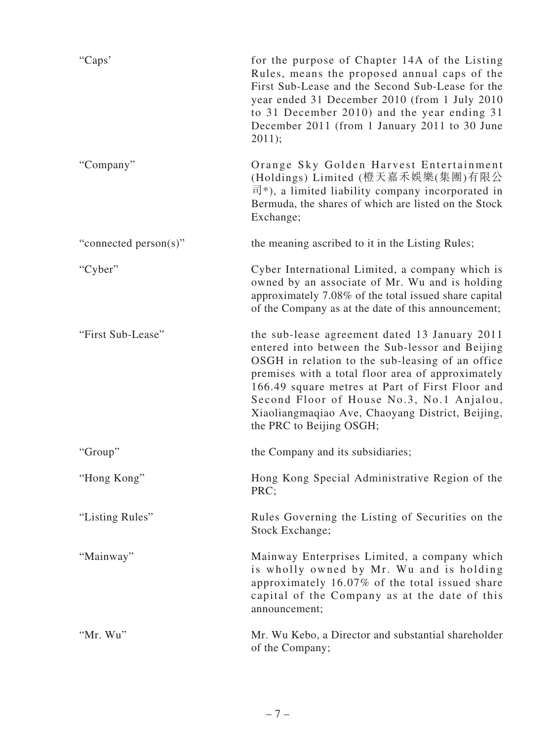| | |
|---|---|
| "Caps' | for the purpose of Chapter 14A of the Listing Rules, means the proposed annual caps of the First Sub-Lease and the Second Sub-Lease for the year ended 31 December 2010 (from 1 July 2010 to 31 December 2010) and the year ending 31 December 2011 (from 1 January 2011 to 30 June 2011); |
| "Company" | Orange Sky Golden Harvest Entertainment (Holdings) Limited (橙天嘉禾娛樂(集團)有限公司*), a limited liability company incorporated in Bermuda, the shares of which are listed on the Stock Exchange; |
| "connected person(s)" | the meaning ascribed to it in the Listing Rules; |
| "Cyber" | Cyber International Limited, a company which is owned by an associate of Mr. Wu and is holding approximately 7.08% of the total issued share capital of the Company as at the date of this announcement; |
| "First Sub-Lease" | the sub-lease agreement dated 13 January 2011 entered into between the Sub-lessor and Beijing OSGH in relation to the sub-leasing of an office premises with a total floor area of approximately 166.49 square metres at Part of First Floor and Second Floor of House No.3, No.1 Anjalou, Xiaoliangmaqiao Ave, Chaoyang District, Beijing, the PRC to Beijing OSGH; |
| "Group" | the Company and its subsidiaries; |
| "Hong Kong" | Hong Kong Special Administrative Region of the PRC; |
| "Listing Rules" | Rules Governing the Listing of Securities on the Stock Exchange; |
| "Mainway" | Mainway Enterprises Limited, a company which is wholly owned by Mr. Wu and is holding approximately 16.07% of the total issued share capital of the Company as at the date of this announcement; |
| "Mr. Wu" | Mr. Wu Kebo, a Director and substantial shareholder of the Company; |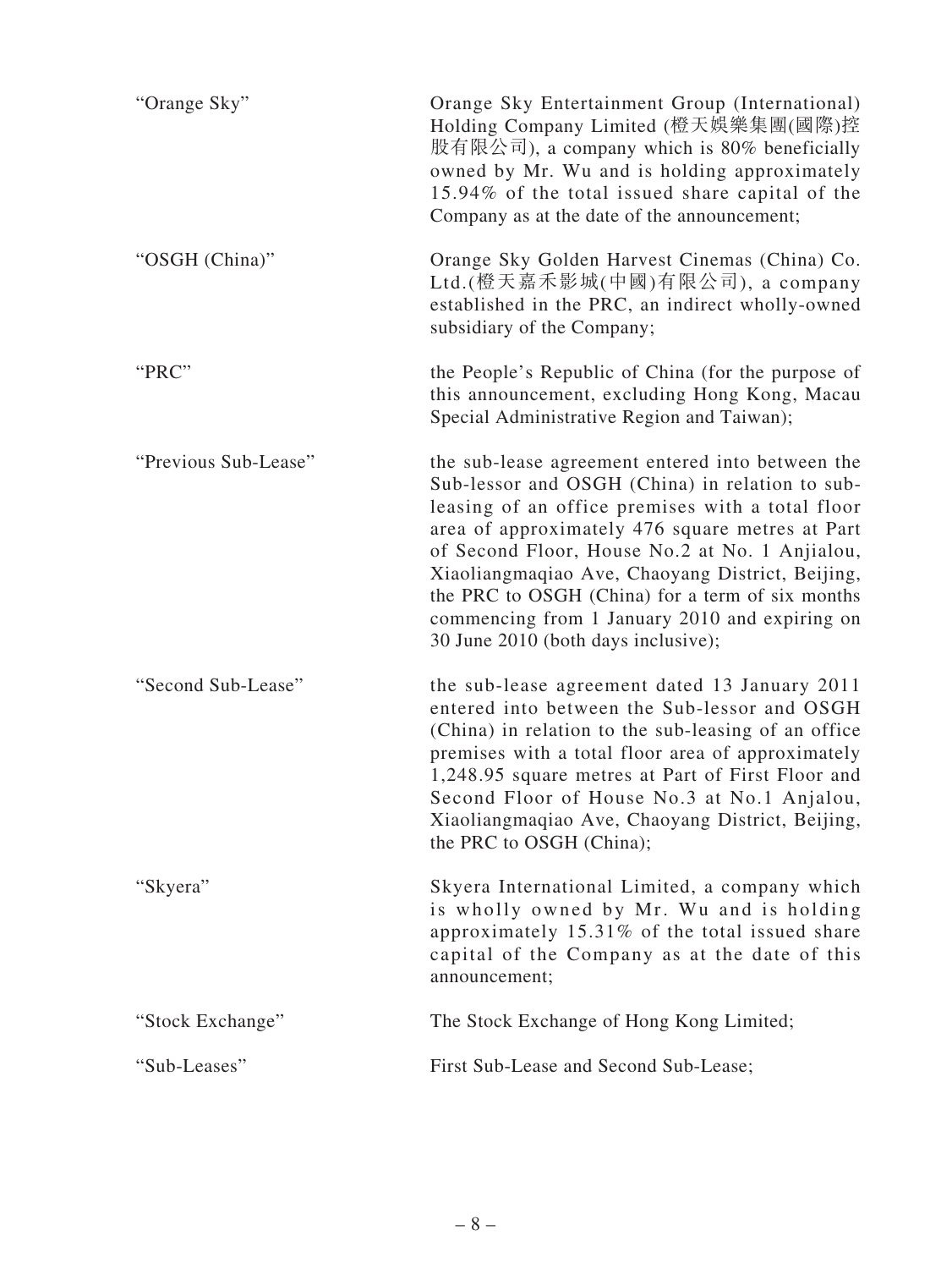| | |
|---|---|
| "Orange Sky" | Orange Sky Entertainment Group (International) Holding Company Limited (橙天娛樂集團(國際)控股有限公司), a company which is 80% beneficially owned by Mr. Wu and is holding approximately 15.94% of the total issued share capital of the Company as at the date of the announcement; |
| "OSGH (China)" | Orange Sky Golden Harvest Cinemas (China) Co. Ltd.(橙天嘉禾影城(中國)有限公司), a company established in the PRC, an indirect wholly-owned subsidiary of the Company; |
| "PRC" | the People's Republic of China (for the purpose of this announcement, excluding Hong Kong, Macau Special Administrative Region and Taiwan); |
| "Previous Sub-Lease" | the sub-lease agreement entered into between the Sub-lessor and OSGH (China) in relation to sub-leasing of an office premises with a total floor area of approximately 476 square metres at Part of Second Floor, House No.2 at No. 1 Anjialou, Xiaoliangmaqiao Ave, Chaoyang District, Beijing, the PRC to OSGH (China) for a term of six months commencing from 1 January 2010 and expiring on 30 June 2010 (both days inclusive); |
| "Second Sub-Lease" | the sub-lease agreement dated 13 January 2011 entered into between the Sub-lessor and OSGH (China) in relation to the sub-leasing of an office premises with a total floor area of approximately 1,248.95 square metres at Part of First Floor and Second Floor of House No.3 at No.1 Anjalou, Xiaoliangmaqiao Ave, Chaoyang District, Beijing, the PRC to OSGH (China); |
| "Skyera" | Skyera International Limited, a company which is wholly owned by Mr. Wu and is holding approximately 15.31% of the total issued share capital of the Company as at the date of this announcement; |
| "Stock Exchange" | The Stock Exchange of Hong Kong Limited; |
| "Sub-Leases" | First Sub-Lease and Second Sub-Lease; |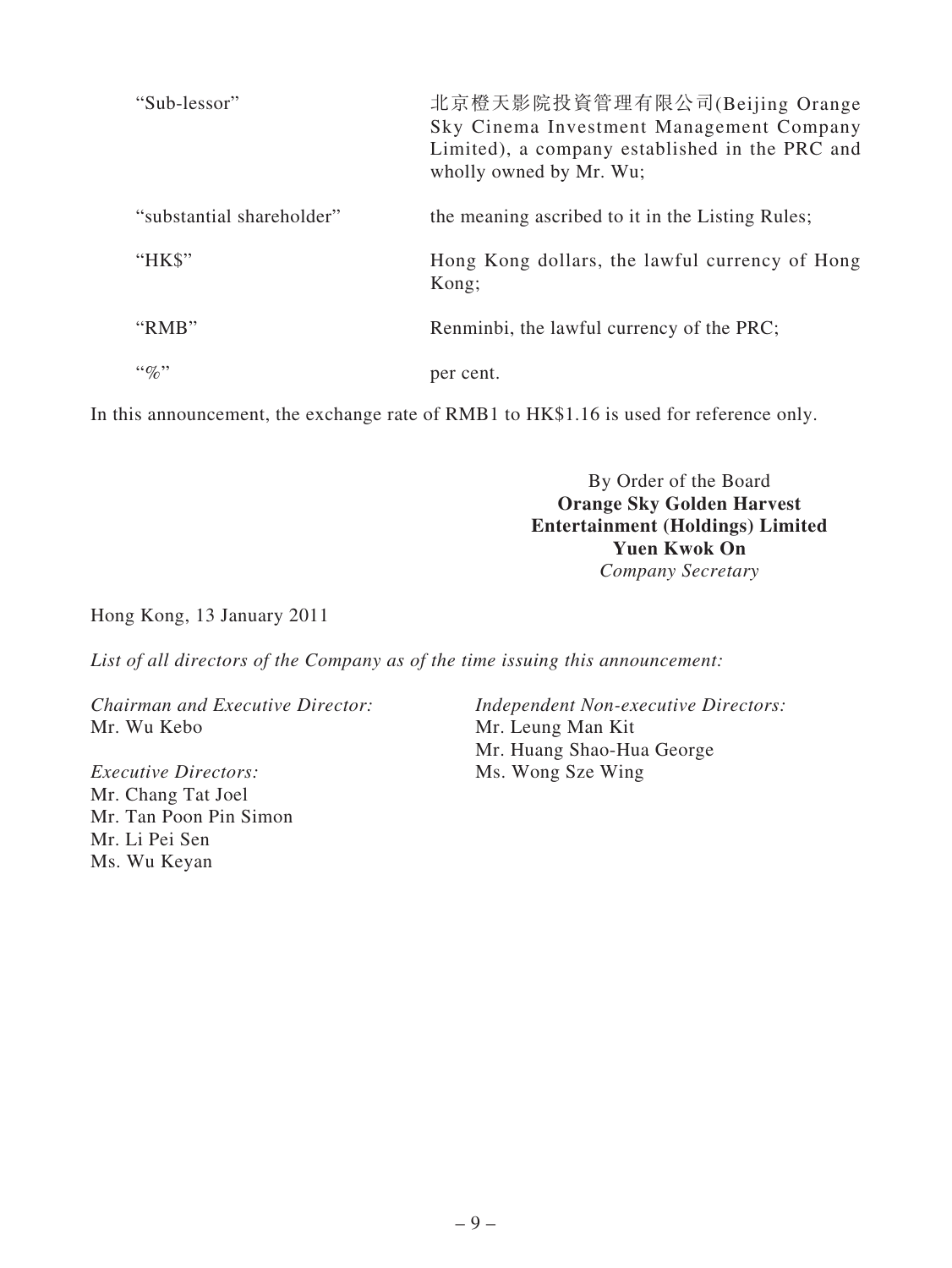| | |
|---|---|
| "Sub-lessor" | 北京橙天影院投資管理有限公司(Beijing Orange Sky Cinema Investment Management Company Limited), a company established in the PRC and wholly owned by Mr. Wu; |
| "substantial shareholder" | the meaning ascribed to it in the Listing Rules; |
| "HK$" | Hong Kong dollars, the lawful currency of Hong Kong; |
| "RMB" | Renminbi, the lawful currency of the PRC; |
| "%" | per cent. |

In this announcement, the exchange rate of RMB1 to HK$1.16 is used for reference only.

By Order of the Board
**Orange Sky Golden Harvest Entertainment (Holdings) Limited**
**Yuen Kwok On**
*Company Secretary*

Hong Kong, 13 January 2011

*List of all directors of the Company as of the time issuing this announcement:*

*Chairman and Executive Director:*
Mr. Wu Kebo

*Executive Directors:*
Mr. Chang Tat Joel
Mr. Tan Poon Pin Simon
Mr. Li Pei Sen
Ms. Wu Keyan

*Independent Non-executive Directors:*
Mr. Leung Man Kit
Mr. Huang Shao-Hua George
Ms. Wong Sze Wing